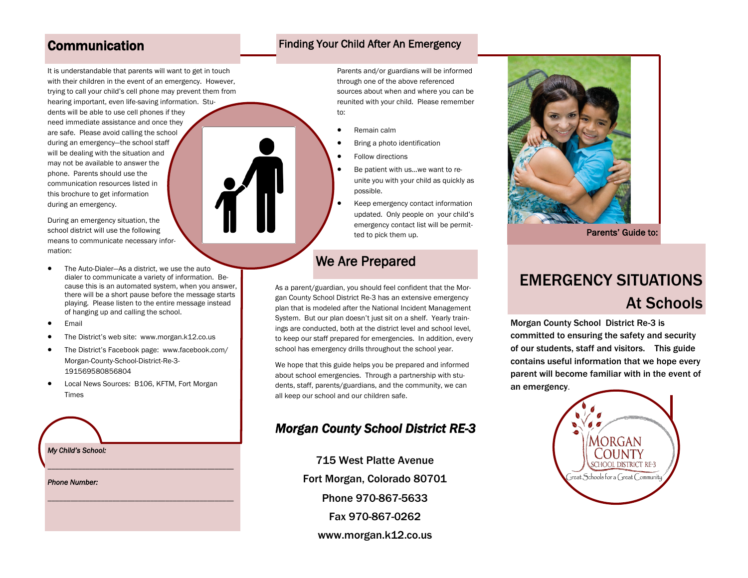## Communication

It is understandable that parents will want to get in touch with their children in the event of an emergency. However, trying to call your child's cell phone may prevent them from hearing important, even life-saving information. Students will be able to use cell phones if they need immediate assistance and once they are safe. Please avoid calling the school during an emergency—the school staff will be dealing with the situation and may not be available to answer the phone. Parents should use the communication resources listed in this brochure to get information during an emergency.

During an emergency situation, the school district will use the following means to communicate necessary information:

- The Auto-Dialer—As a district, we use the auto dialer to communicate a variety of information. Because this is an automated system, when you answer, there will be a short pause before the message starts playing. Please listen to the entire message instead of hanging up and calling the school.
- Email
- The District's web site: www.morgan.k12.co.us
- The District's Facebook page: www.facebook.com/Morgan-County-School-District-Re-3-191569580856804
- Local News Sources: B106, KFTM, Fort Morgan Times

*My Child's School:*

_______________________________________________

*Phone Number:*

_______________________________________________

## Finding Your Child After An Emergency

Parents and/or guardians will be informed through one of the above referenced sources about when and where you can be reunited with your child. Please remember to:

- Remain calm
- Bring a photo identification
- Follow directions
- Be patient with us…we want to reunite you with your child as quickly as possible.
- Keep emergency contact information updated. Only people on your child's emergency contact list will be permitted to pick them up.

## We Are Prepared

As a parent/guardian, you should feel confident that the Morgan County School District Re-3 has an extensive emergency plan that is modeled after the National Incident Management System. But our plan doesn't just sit on a shelf. Yearly trainings are conducted, both at the district level and school level, to keep our staff prepared for emergencies. In addition, every school has emergency drills throughout the school year.

We hope that this guide helps you be prepared and informed about school emergencies. Through a partnership with students, staff, parents/guardians, and the community, we can all keep our school and our children safe.

### *Morgan County School District RE-3*

715 West Platte Avenue

Fort Morgan, Colorado 80701

Phone 970-867-5633

Fax 970-867-0262

www.morgan.k12.co.us

Parents' Guide to:

# EMERGENCY SITUATIONS At Schools

**Morgan County School District Re-3 is committed to ensuring the safety and security of our students, staff and visitors. This guide contains useful information that we hope every parent will become familiar with in the event of an emergency.**

Morgan County School District Re-3

Great Schools for a Great Community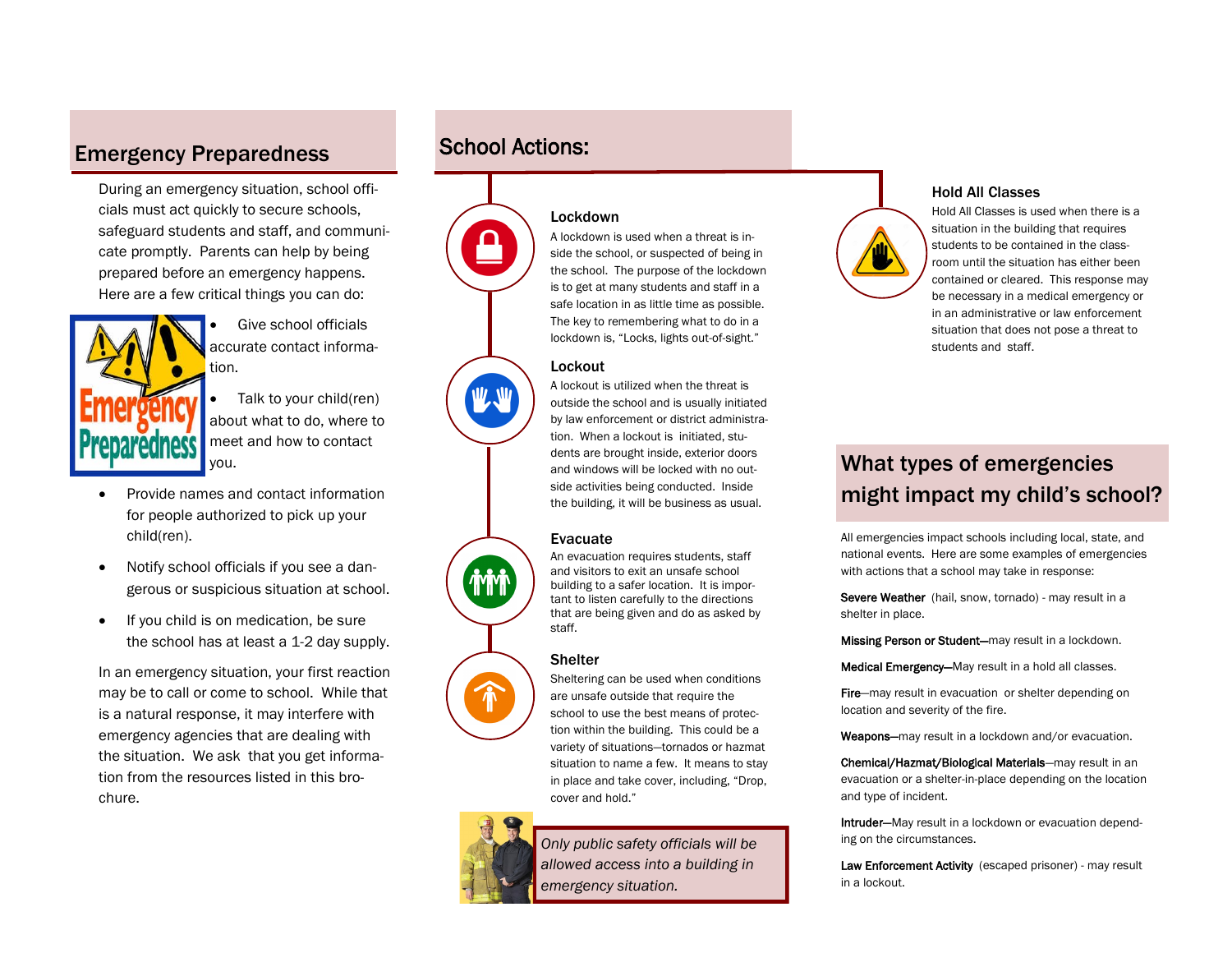## Emergency Preparedness

During an emergency situation, school officials must act quickly to secure schools, safeguard students and staff, and communicate promptly. Parents can help by being prepared before an emergency happens. Here are a few critical things you can do:

- Give school officials accurate contact information.
- Talk to your child(ren) about what to do, where to meet and how to contact you.
- Provide names and contact information for people authorized to pick up your child(ren).
- Notify school officials if you see a dangerous or suspicious situation at school.
- If you child is on medication, be sure the school has at least a 1-2 day supply.

In an emergency situation, your first reaction may be to call or come to school. While that is a natural response, it may interfere with emergency agencies that are dealing with the situation. We ask that you get information from the resources listed in this brochure.

## School Actions:

### Lockdown

A lockdown is used when a threat is inside the school, or suspected of being in the school. The purpose of the lockdown is to get at many students and staff in a safe location in as little time as possible. The key to remembering what to do in a lockdown is, "Locks, lights out-of-sight."

### Lockout

A lockout is utilized when the threat is outside the school and is usually initiated by law enforcement or district administration. When a lockout is initiated, students are brought inside, exterior doors and windows will be locked with no outside activities being conducted. Inside the building, it will be business as usual.

### Evacuate

An evacuation requires students, staff and visitors to exit an unsafe school building to a safer location. It is important to listen carefully to the directions that are being given and do as asked by staff.

### Shelter

Sheltering can be used when conditions are unsafe outside that require the school to use the best means of protection within the building. This could be a variety of situations—tornados or hazmat situation to name a few. It means to stay in place and take cover, including, "Drop, cover and hold."

### Hold All Classes

Hold All Classes is used when there is a situation in the building that requires students to be contained in the classroom until the situation has either been contained or cleared. This response may be necessary in a medical emergency or in an administrative or law enforcement situation that does not pose a threat to students and staff.

*Only public safety officials will be allowed access into a building in emergency situation.*

## What types of emergencies might impact my child's school?

All emergencies impact schools including local, state, and national events. Here are some examples of emergencies with actions that a school may take in response:

**Severe Weather** (hail, snow, tornado) - may result in a shelter in place.

**Missing Person or Student**—may result in a lockdown.

**Medical Emergency**—May result in a hold all classes.

**Fire**—may result in evacuation or shelter depending on location and severity of the fire.

**Weapons**—may result in a lockdown and/or evacuation.

**Chemical/Hazmat/Biological Materials**—may result in an evacuation or a shelter-in-place depending on the location and type of incident.

**Intruder**—May result in a lockdown or evacuation depending on the circumstances.

**Law Enforcement Activity** (escaped prisoner) - may result in a lockout.